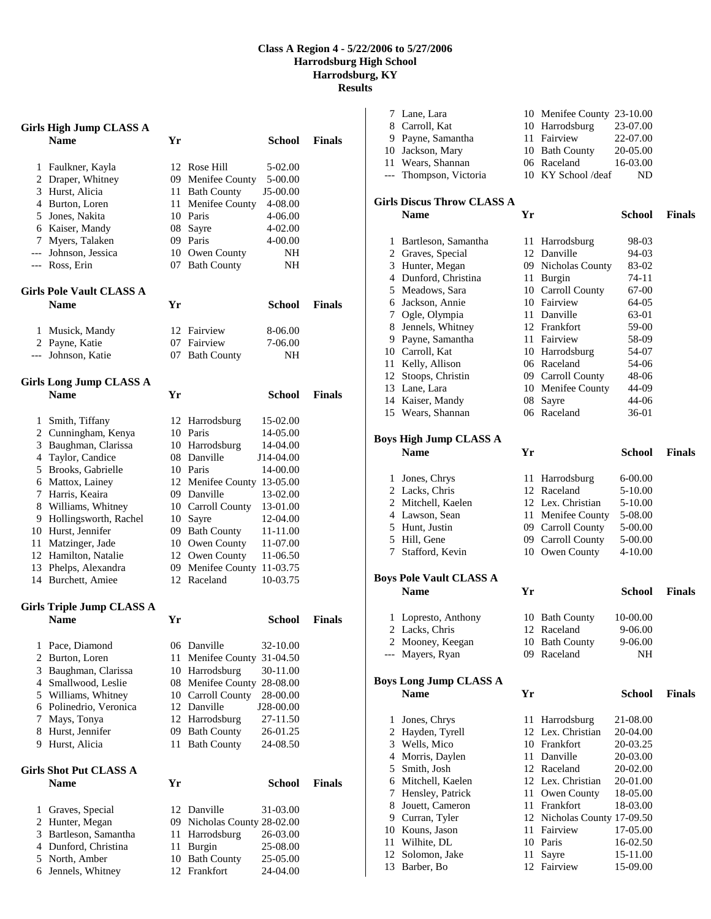# Class A Region 4 - 5/22/2006 to 5/27/2006
## Harrodsburg High School
## Harrodsburg, KY
## Results

### Girls High Jump CLASS A

| | Name | Yr | School | Finals |
|---|---|---|---|---|
| 1 | Faulkner, Kayla | 12 | Rose Hill | 5-02.00 |
| 2 | Draper, Whitney | 09 | Menifee County | 5-00.00 |
| 3 | Hurst, Alicia | 11 | Bath County | J5-00.00 |
| 4 | Burton, Loren | 11 | Menifee County | 4-08.00 |
| 5 | Jones, Nakita | 10 | Paris | 4-06.00 |
| 6 | Kaiser, Mandy | 08 | Sayre | 4-02.00 |
| 7 | Myers, Talaken | 09 | Paris | 4-00.00 |
| --- | Johnson, Jessica | 10 | Owen County | NH |
| --- | Ross, Erin | 07 | Bath County | NH |

### Girls Pole Vault CLASS A

| | Name | Yr | School | Finals |
|---|---|---|---|---|
| 1 | Musick, Mandy | 12 | Fairview | 8-06.00 |
| 2 | Payne, Katie | 07 | Fairview | 7-06.00 |
| --- | Johnson, Katie | 07 | Bath County | NH |

### Girls Long Jump CLASS A

| | Name | Yr | School | Finals |
|---|---|---|---|---|
| 1 | Smith, Tiffany | 12 | Harrodsburg | 15-02.00 |
| 2 | Cunningham, Kenya | 10 | Paris | 14-05.00 |
| 3 | Baughman, Clarissa | 10 | Harrodsburg | 14-04.00 |
| 4 | Taylor, Candice | 08 | Danville | J14-04.00 |
| 5 | Brooks, Gabrielle | 10 | Paris | 14-00.00 |
| 6 | Mattox, Lainey | 12 | Menifee County | 13-05.00 |
| 7 | Harris, Keaira | 09 | Danville | 13-02.00 |
| 8 | Williams, Whitney | 10 | Carroll County | 13-01.00 |
| 9 | Hollingsworth, Rachel | 10 | Sayre | 12-04.00 |
| 10 | Hurst, Jennifer | 09 | Bath County | 11-11.00 |
| 11 | Matzinger, Jade | 10 | Owen County | 11-07.00 |
| 12 | Hamilton, Natalie | 12 | Owen County | 11-06.50 |
| 13 | Phelps, Alexandra | 09 | Menifee County | 11-03.75 |
| 14 | Burchett, Amiee | 12 | Raceland | 10-03.75 |

### Girls Triple Jump CLASS A

| | Name | Yr | School | Finals |
|---|---|---|---|---|
| 1 | Pace, Diamond | 06 | Danville | 32-10.00 |
| 2 | Burton, Loren | 11 | Menifee County | 31-04.50 |
| 3 | Baughman, Clarissa | 10 | Harrodsburg | 30-11.00 |
| 4 | Smallwood, Leslie | 08 | Menifee County | 28-08.00 |
| 5 | Williams, Whitney | 10 | Carroll County | 28-00.00 |
| 6 | Polinedrio, Veronica | 12 | Danville | J28-00.00 |
| 7 | Mays, Tonya | 12 | Harrodsburg | 27-11.50 |
| 8 | Hurst, Jennifer | 09 | Bath County | 26-01.25 |
| 9 | Hurst, Alicia | 11 | Bath County | 24-08.50 |

### Girls Shot Put CLASS A

| | Name | Yr | School | Finals |
|---|---|---|---|---|
| 1 | Graves, Special | 12 | Danville | 31-03.00 |
| 2 | Hunter, Megan | 09 | Nicholas County | 28-02.00 |
| 3 | Bartleson, Samantha | 11 | Harrodsburg | 26-03.00 |
| 4 | Dunford, Christina | 11 | Burgin | 25-08.00 |
| 5 | North, Amber | 10 | Bath County | 25-05.00 |
| 6 | Jennels, Whitney | 12 | Frankfort | 24-04.00 |
| 7 | Lane, Lara | 10 | Menifee County | 23-10.00 |
| 8 | Carroll, Kat | 10 | Harrodsburg | 23-07.00 |
| 9 | Payne, Samantha | 11 | Fairview | 22-07.00 |
| 10 | Jackson, Mary | 10 | Bath County | 20-05.00 |
| 11 | Wears, Shannan | 06 | Raceland | 16-03.00 |
| --- | Thompson, Victoria | 10 | KY School /deaf | ND |

### Girls Discus Throw CLASS A

| | Name | Yr | School | Finals |
|---|---|---|---|---|
| 1 | Bartleson, Samantha | 11 | Harrodsburg | 98-03 |
| 2 | Graves, Special | 12 | Danville | 94-03 |
| 3 | Hunter, Megan | 09 | Nicholas County | 83-02 |
| 4 | Dunford, Christina | 11 | Burgin | 74-11 |
| 5 | Meadows, Sara | 10 | Carroll County | 67-00 |
| 6 | Jackson, Annie | 10 | Fairview | 64-05 |
| 7 | Ogle, Olympia | 11 | Danville | 63-01 |
| 8 | Jennels, Whitney | 12 | Frankfort | 59-00 |
| 9 | Payne, Samantha | 11 | Fairview | 58-09 |
| 10 | Carroll, Kat | 10 | Harrodsburg | 54-07 |
| 11 | Kelly, Allison | 06 | Raceland | 54-06 |
| 12 | Stoops, Christin | 09 | Carroll County | 48-06 |
| 13 | Lane, Lara | 10 | Menifee County | 44-09 |
| 14 | Kaiser, Mandy | 08 | Sayre | 44-06 |
| 15 | Wears, Shannan | 06 | Raceland | 36-01 |

### Boys High Jump CLASS A

| | Name | Yr | School | Finals |
|---|---|---|---|---|
| 1 | Jones, Chrys | 11 | Harrodsburg | 6-00.00 |
| 2 | Lacks, Chris | 12 | Raceland | 5-10.00 |
| 2 | Mitchell, Kaelen | 12 | Lex. Christian | 5-10.00 |
| 4 | Lawson, Sean | 11 | Menifee County | 5-08.00 |
| 5 | Hunt, Justin | 09 | Carroll County | 5-00.00 |
| 5 | Hill, Gene | 09 | Carroll County | 5-00.00 |
| 7 | Stafford, Kevin | 10 | Owen County | 4-10.00 |

### Boys Pole Vault CLASS A

| | Name | Yr | School | Finals |
|---|---|---|---|---|
| 1 | Lopresto, Anthony | 10 | Bath County | 10-00.00 |
| 2 | Lacks, Chris | 12 | Raceland | 9-06.00 |
| 2 | Mooney, Keegan | 10 | Bath County | 9-06.00 |
| --- | Mayers, Ryan | 09 | Raceland | NH |

### Boys Long Jump CLASS A

| | Name | Yr | School | Finals |
|---|---|---|---|---|
| 1 | Jones, Chrys | 11 | Harrodsburg | 21-08.00 |
| 2 | Hayden, Tyrell | 12 | Lex. Christian | 20-04.00 |
| 3 | Wells, Mico | 10 | Frankfort | 20-03.25 |
| 4 | Morris, Daylen | 11 | Danville | 20-03.00 |
| 5 | Smith, Josh | 12 | Raceland | 20-02.00 |
| 6 | Mitchell, Kaelen | 12 | Lex. Christian | 20-01.00 |
| 7 | Hensley, Patrick | 11 | Owen County | 18-05.00 |
| 8 | Jouett, Cameron | 11 | Frankfort | 18-03.00 |
| 9 | Curran, Tyler | 12 | Nicholas County | 17-09.50 |
| 10 | Kouns, Jason | 11 | Fairview | 17-05.00 |
| 11 | Wilhite, DL | 10 | Paris | 16-02.50 |
| 12 | Solomon, Jake | 11 | Sayre | 15-11.00 |
| 13 | Barber, Bo | 12 | Fairview | 15-09.00 |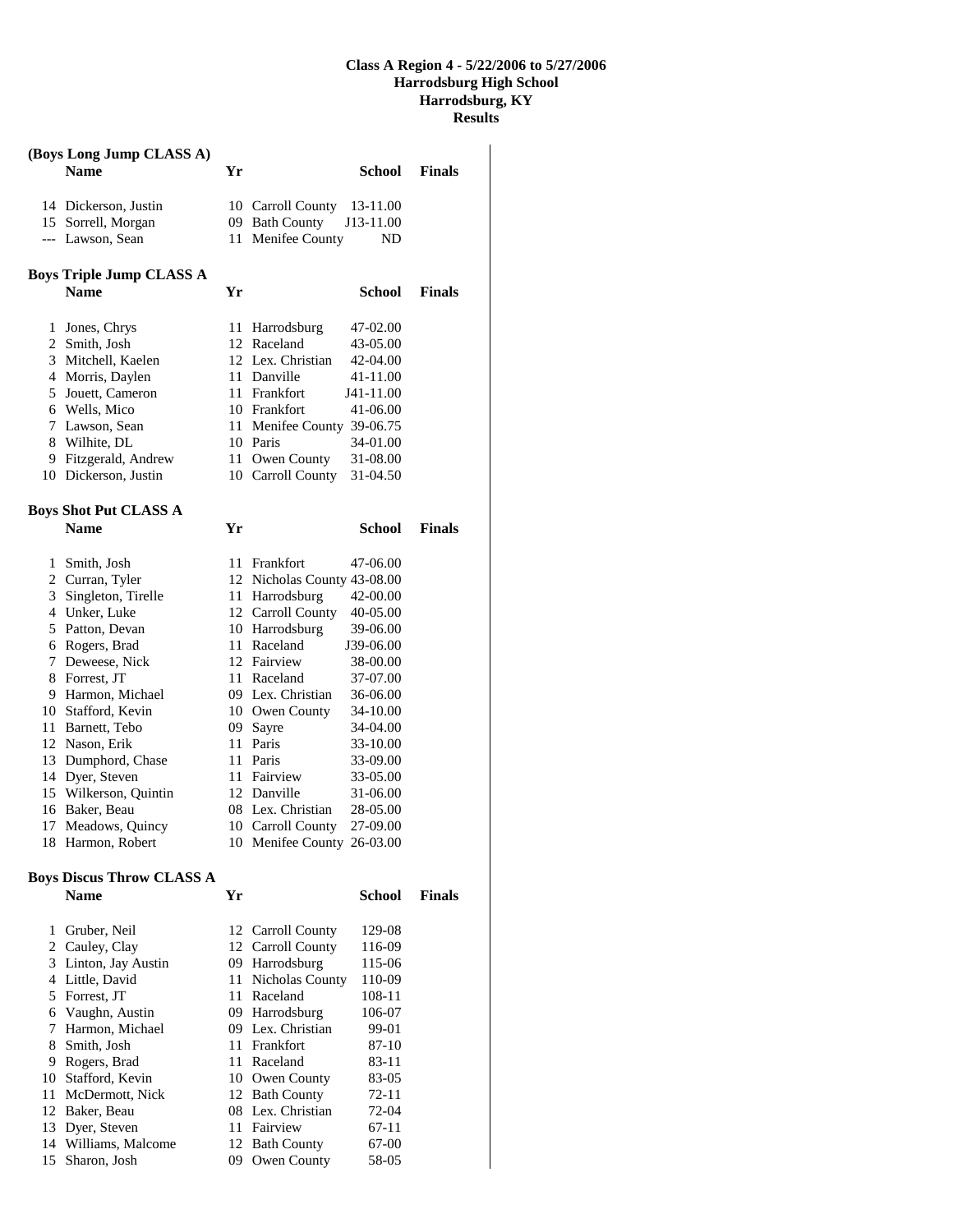**Class A Region 4 - 5/22/2006 to 5/27/2006**
**Harrodsburg High School**
**Harrodsburg, KY**
**Results**

### (Boys Long Jump CLASS A)

| | Name | Yr | School | Finals |
|---|---|---|---|---|
| 14 | Dickerson, Justin | 10 | Carroll County | 13-11.00 |
| 15 | Sorrell, Morgan | 09 | Bath County | J13-11.00 |
| --- | Lawson, Sean | 11 | Menifee County | ND |

### Boys Triple Jump CLASS A

| | Name | Yr | School | Finals |
|---|---|---|---|---|
| 1 | Jones, Chrys | 11 | Harrodsburg | 47-02.00 |
| 2 | Smith, Josh | 12 | Raceland | 43-05.00 |
| 3 | Mitchell, Kaelen | 12 | Lex. Christian | 42-04.00 |
| 4 | Morris, Daylen | 11 | Danville | 41-11.00 |
| 5 | Jouett, Cameron | 11 | Frankfort | J41-11.00 |
| 6 | Wells, Mico | 10 | Frankfort | 41-06.00 |
| 7 | Lawson, Sean | 11 | Menifee County | 39-06.75 |
| 8 | Wilhite, DL | 10 | Paris | 34-01.00 |
| 9 | Fitzgerald, Andrew | 11 | Owen County | 31-08.00 |
| 10 | Dickerson, Justin | 10 | Carroll County | 31-04.50 |

### Boys Shot Put CLASS A

| | Name | Yr | School | Finals |
|---|---|---|---|---|
| 1 | Smith, Josh | 11 | Frankfort | 47-06.00 |
| 2 | Curran, Tyler | 12 | Nicholas County | 43-08.00 |
| 3 | Singleton, Tirelle | 11 | Harrodsburg | 42-00.00 |
| 4 | Unker, Luke | 12 | Carroll County | 40-05.00 |
| 5 | Patton, Devan | 10 | Harrodsburg | 39-06.00 |
| 6 | Rogers, Brad | 11 | Raceland | J39-06.00 |
| 7 | Deweese, Nick | 12 | Fairview | 38-00.00 |
| 8 | Forrest, JT | 11 | Raceland | 37-07.00 |
| 9 | Harmon, Michael | 09 | Lex. Christian | 36-06.00 |
| 10 | Stafford, Kevin | 10 | Owen County | 34-10.00 |
| 11 | Barnett, Tebo | 09 | Sayre | 34-04.00 |
| 12 | Nason, Erik | 11 | Paris | 33-10.00 |
| 13 | Dumphord, Chase | 11 | Paris | 33-09.00 |
| 14 | Dyer, Steven | 11 | Fairview | 33-05.00 |
| 15 | Wilkerson, Quintin | 12 | Danville | 31-06.00 |
| 16 | Baker, Beau | 08 | Lex. Christian | 28-05.00 |
| 17 | Meadows, Quincy | 10 | Carroll County | 27-09.00 |
| 18 | Harmon, Robert | 10 | Menifee County | 26-03.00 |

### Boys Discus Throw CLASS A

| | Name | Yr | School | Finals |
|---|---|---|---|---|
| 1 | Gruber, Neil | 12 | Carroll County | 129-08 |
| 2 | Cauley, Clay | 12 | Carroll County | 116-09 |
| 3 | Linton, Jay Austin | 09 | Harrodsburg | 115-06 |
| 4 | Little, David | 11 | Nicholas County | 110-09 |
| 5 | Forrest, JT | 11 | Raceland | 108-11 |
| 6 | Vaughn, Austin | 09 | Harrodsburg | 106-07 |
| 7 | Harmon, Michael | 09 | Lex. Christian | 99-01 |
| 8 | Smith, Josh | 11 | Frankfort | 87-10 |
| 9 | Rogers, Brad | 11 | Raceland | 83-11 |
| 10 | Stafford, Kevin | 10 | Owen County | 83-05 |
| 11 | McDermott, Nick | 12 | Bath County | 72-11 |
| 12 | Baker, Beau | 08 | Lex. Christian | 72-04 |
| 13 | Dyer, Steven | 11 | Fairview | 67-11 |
| 14 | Williams, Malcome | 12 | Bath County | 67-00 |
| 15 | Sharon, Josh | 09 | Owen County | 58-05 |